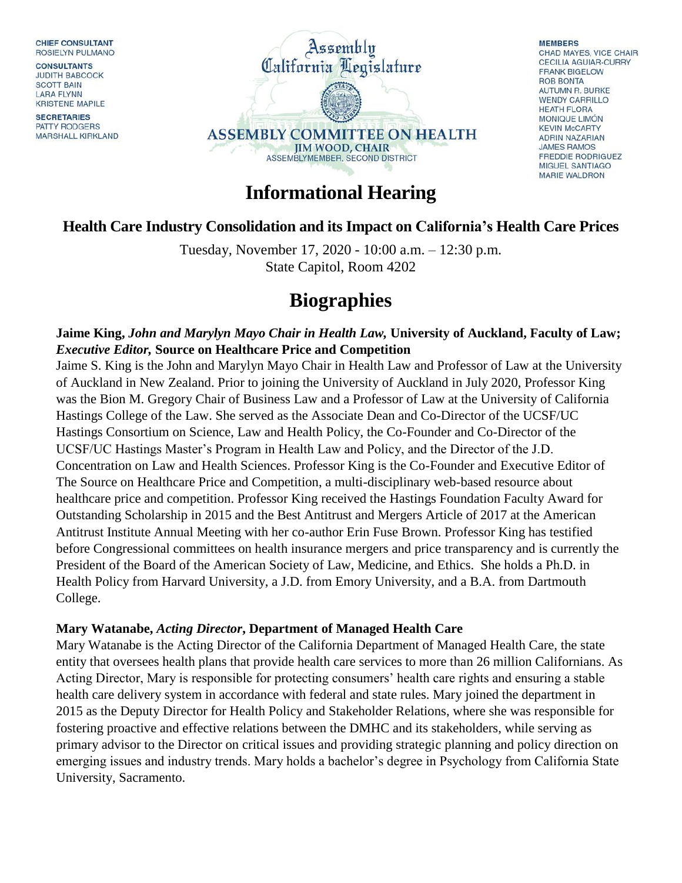**CHIEF CONSULTANT**
ROSIELYN PULMANO

**CONSULTANTS**
JUDITH BABCOCK
SCOTT BAIN
LARA FLYNN
KRISTENE MAPILE

**SECRETARIES**
PATTY RODGERS
MARSHALL KIRKLAND

Assembly
California Legislature

**ASSEMBLY COMMITTEE ON HEALTH**
**JIM WOOD, CHAIR**
ASSEMBLYMEMBER, SECOND DISTRICT

**MEMBERS**
CHAD MAYES, VICE CHAIR
CECILIA AGUIAR-CURRY
FRANK BIGELOW
ROB BONTA
AUTUMN R. BURKE
WENDY CARRILLO
HEATH FLORA
MONIQUE LIMÓN
KEVIN McCARTY
ADRIN NAZARIAN
JAMES RAMOS
FREDDIE RODRIGUEZ
MIGUEL SANTIAGO
MARIE WALDRON

# Informational Hearing

## Health Care Industry Consolidation and its Impact on California's Health Care Prices

Tuesday, November 17, 2020 - 10:00 a.m. – 12:30 p.m.
State Capitol, Room 4202

# Biographies

**Jaime King,** ***John and Marylyn Mayo Chair in Health Law,*** **University of Auckland, Faculty of Law;** ***Executive Editor,*** **Source on Healthcare Price and Competition**

Jaime S. King is the John and Marylyn Mayo Chair in Health Law and Professor of Law at the University of Auckland in New Zealand. Prior to joining the University of Auckland in July 2020, Professor King was the Bion M. Gregory Chair of Business Law and a Professor of Law at the University of California Hastings College of the Law. She served as the Associate Dean and Co-Director of the UCSF/UC Hastings Consortium on Science, Law and Health Policy, the Co-Founder and Co-Director of the UCSF/UC Hastings Master's Program in Health Law and Policy, and the Director of the J.D. Concentration on Law and Health Sciences. Professor King is the Co-Founder and Executive Editor of The Source on Healthcare Price and Competition, a multi-disciplinary web-based resource about healthcare price and competition. Professor King received the Hastings Foundation Faculty Award for Outstanding Scholarship in 2015 and the Best Antitrust and Mergers Article of 2017 at the American Antitrust Institute Annual Meeting with her co-author Erin Fuse Brown. Professor King has testified before Congressional committees on health insurance mergers and price transparency and is currently the President of the Board of the American Society of Law, Medicine, and Ethics. She holds a Ph.D. in Health Policy from Harvard University, a J.D. from Emory University, and a B.A. from Dartmouth College.

**Mary Watanabe,** ***Acting Director*****, Department of Managed Health Care**

Mary Watanabe is the Acting Director of the California Department of Managed Health Care, the state entity that oversees health plans that provide health care services to more than 26 million Californians. As Acting Director, Mary is responsible for protecting consumers' health care rights and ensuring a stable health care delivery system in accordance with federal and state rules. Mary joined the department in 2015 as the Deputy Director for Health Policy and Stakeholder Relations, where she was responsible for fostering proactive and effective relations between the DMHC and its stakeholders, while serving as primary advisor to the Director on critical issues and providing strategic planning and policy direction on emerging issues and industry trends. Mary holds a bachelor's degree in Psychology from California State University, Sacramento.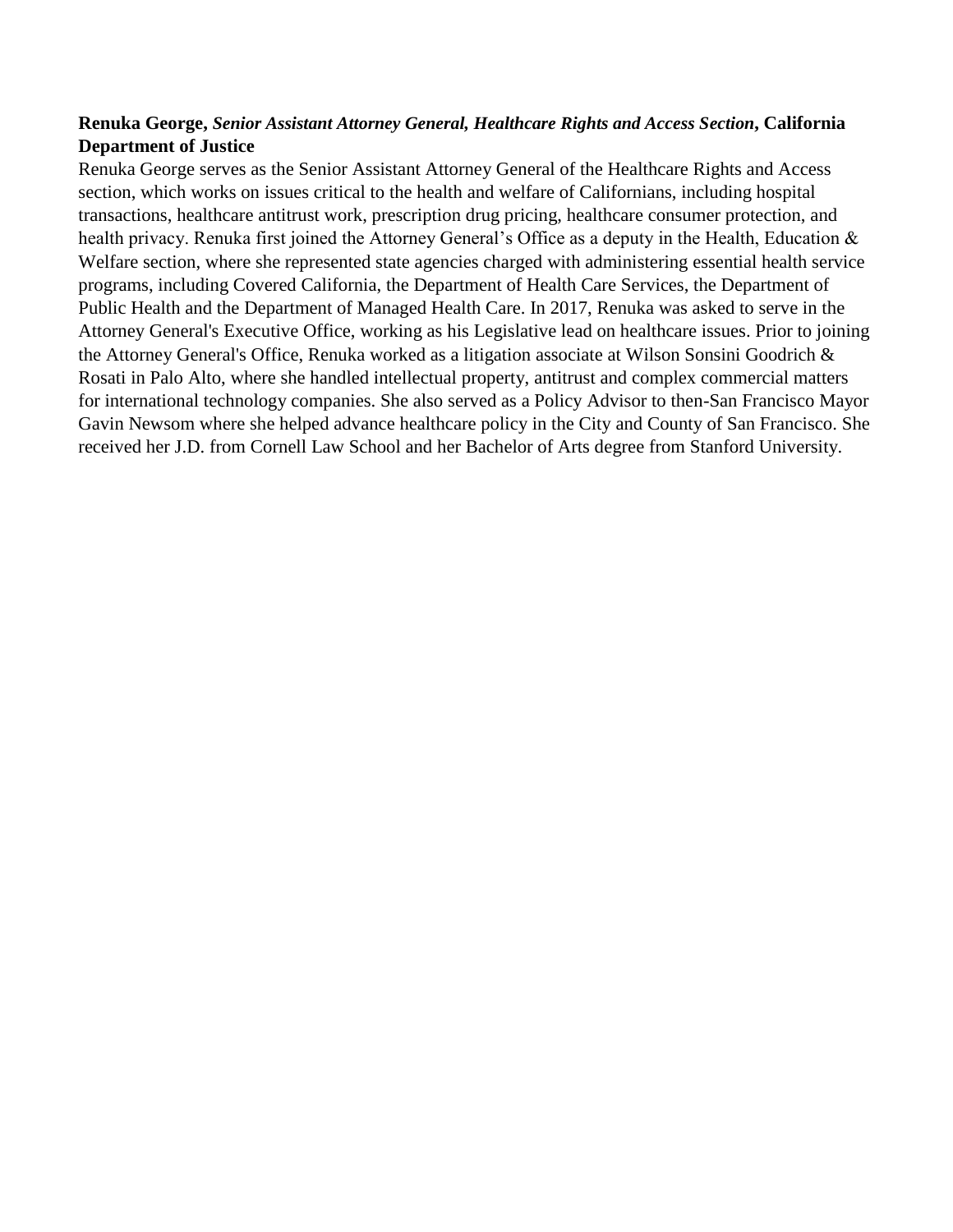**Renuka George,** ***Senior Assistant Attorney General, Healthcare Rights and Access Section*****, California Department of Justice**

Renuka George serves as the Senior Assistant Attorney General of the Healthcare Rights and Access section, which works on issues critical to the health and welfare of Californians, including hospital transactions, healthcare antitrust work, prescription drug pricing, healthcare consumer protection, and health privacy. Renuka first joined the Attorney General's Office as a deputy in the Health, Education & Welfare section, where she represented state agencies charged with administering essential health service programs, including Covered California, the Department of Health Care Services, the Department of Public Health and the Department of Managed Health Care. In 2017, Renuka was asked to serve in the Attorney General's Executive Office, working as his Legislative lead on healthcare issues. Prior to joining the Attorney General's Office, Renuka worked as a litigation associate at Wilson Sonsini Goodrich & Rosati in Palo Alto, where she handled intellectual property, antitrust and complex commercial matters for international technology companies. She also served as a Policy Advisor to then-San Francisco Mayor Gavin Newsom where she helped advance healthcare policy in the City and County of San Francisco. She received her J.D. from Cornell Law School and her Bachelor of Arts degree from Stanford University.